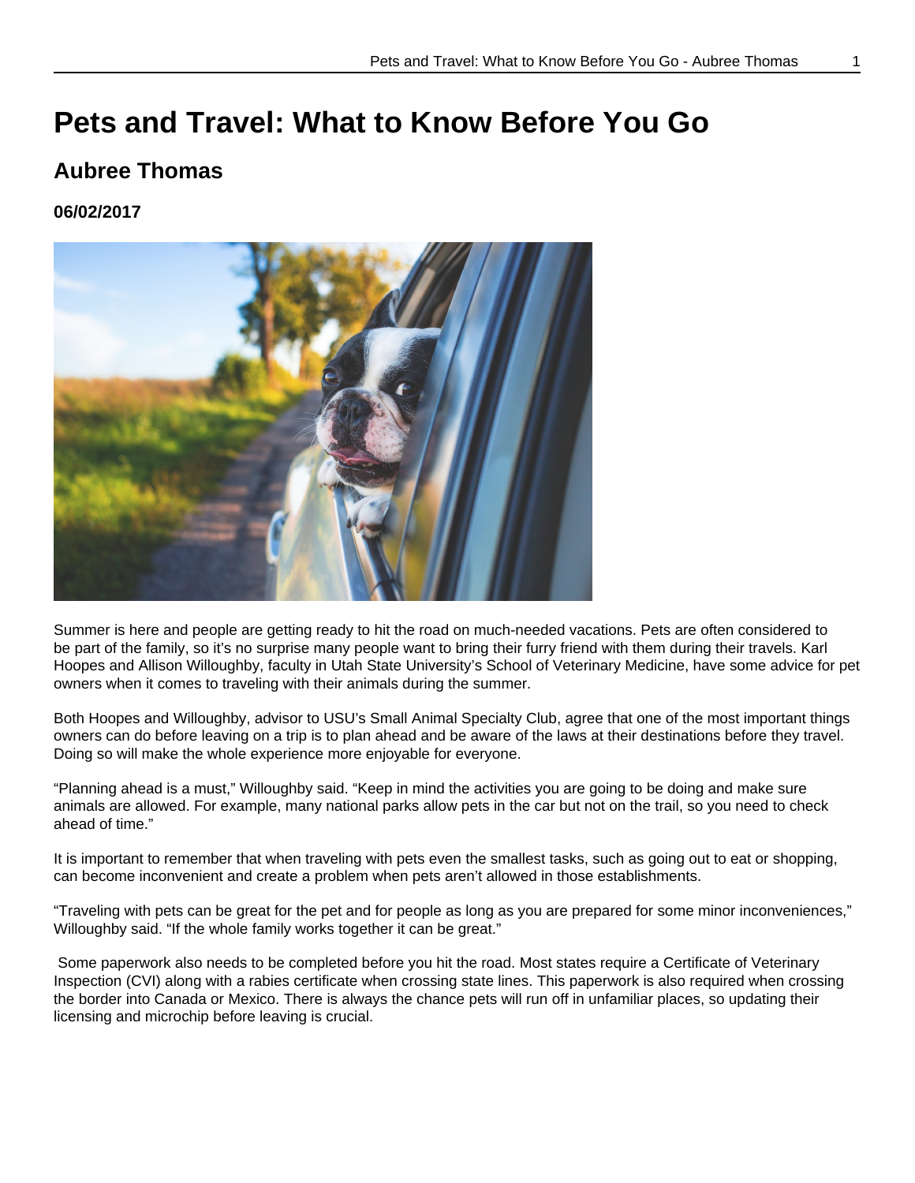# Pets and Travel: What to Know Before You Go

## Aubree Thomas

### 06/02/2017

Summer is here and people are getting ready to hit the road on much-needed vacations. Pets are often considered to be part of the family, so it's no surprise many people want to bring their furry friend with them during their travels. Karl Hoopes and Allison Willoughby, faculty in Utah State University's School of Veterinary Medicine, have some advice for pet owners when it comes to traveling with their animals during the summer.

Both Hoopes and Willoughby, advisor to USU's Small Animal Specialty Club, agree that one of the most important things owners can do before leaving on a trip is to plan ahead and be aware of the laws at their destinations before they travel. Doing so will make the whole experience more enjoyable for everyone.

"Planning ahead is a must," Willoughby said. "Keep in mind the activities you are going to be doing and make sure animals are allowed. For example, many national parks allow pets in the car but not on the trail, so you need to check ahead of time."

It is important to remember that when traveling with pets even the smallest tasks, such as going out to eat or shopping, can become inconvenient and create a problem when pets aren't allowed in those establishments.

"Traveling with pets can be great for the pet and for people as long as you are prepared for some minor inconveniences," Willoughby said. "If the whole family works together it can be great."

Some paperwork also needs to be completed before you hit the road. Most states require a Certificate of Veterinary Inspection (CVI) along with a rabies certificate when crossing state lines. This paperwork is also required when crossing the border into Canada or Mexico. There is always the chance pets will run off in unfamiliar places, so updating their licensing and microchip before leaving is crucial.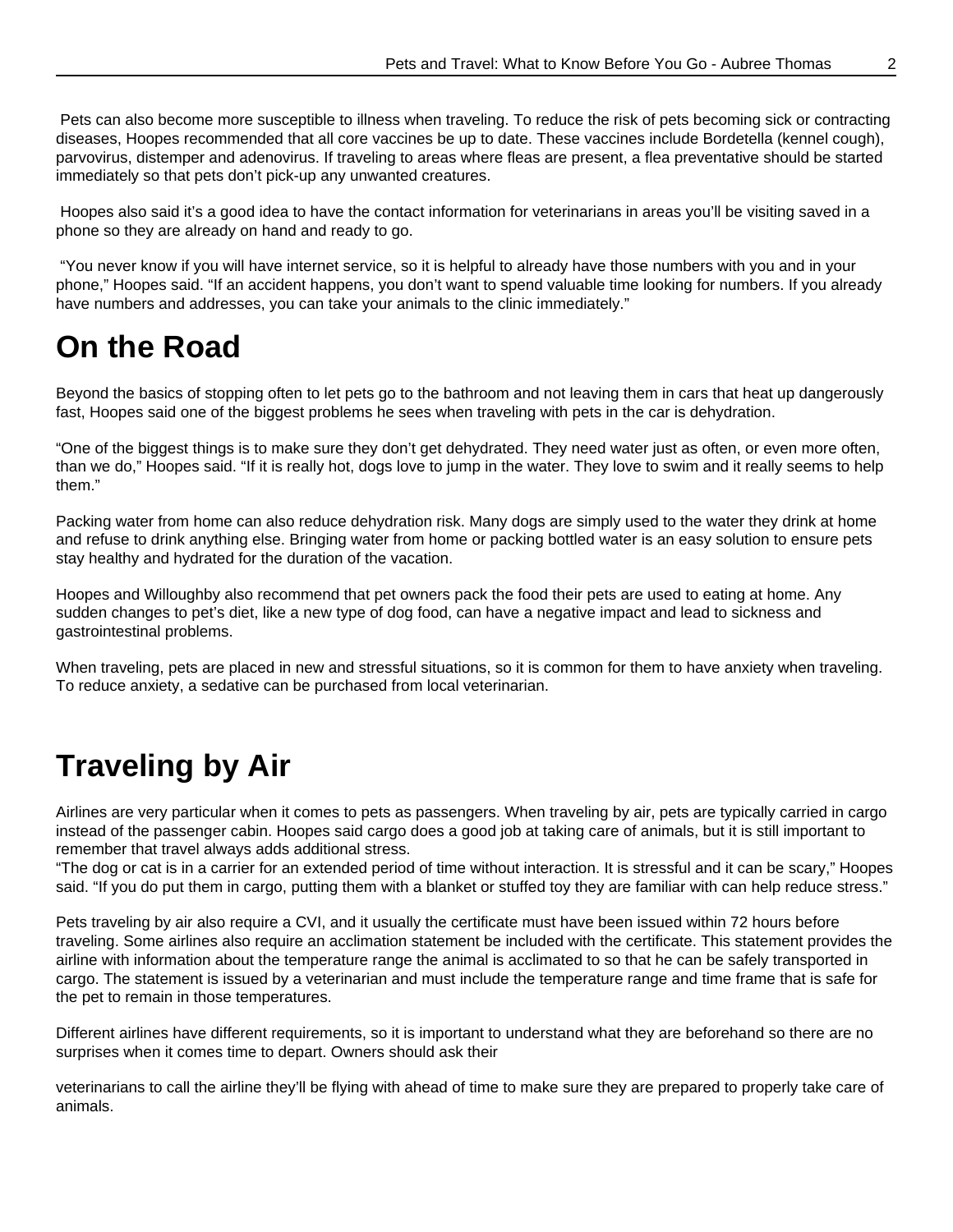Pets can also become more susceptible to illness when traveling. To reduce the risk of pets becoming sick or contracting diseases, Hoopes recommended that all core vaccines be up to date. These vaccines include Bordetella (kennel cough), parvovirus, distemper and adenovirus. If traveling to areas where fleas are present, a flea preventative should be started immediately so that pets don't pick-up any unwanted creatures.

Hoopes also said it's a good idea to have the contact information for veterinarians in areas you'll be visiting saved in a phone so they are already on hand and ready to go.

"You never know if you will have internet service, so it is helpful to already have those numbers with you and in your phone," Hoopes said. "If an accident happens, you don't want to spend valuable time looking for numbers. If you already have numbers and addresses, you can take your animals to the clinic immediately."

# On the Road

Beyond the basics of stopping often to let pets go to the bathroom and not leaving them in cars that heat up dangerously fast, Hoopes said one of the biggest problems he sees when traveling with pets in the car is dehydration.

"One of the biggest things is to make sure they don't get dehydrated. They need water just as often, or even more often, than we do," Hoopes said. "If it is really hot, dogs love to jump in the water. They love to swim and it really seems to help them."

Packing water from home can also reduce dehydration risk. Many dogs are simply used to the water they drink at home and refuse to drink anything else. Bringing water from home or packing bottled water is an easy solution to ensure pets stay healthy and hydrated for the duration of the vacation.

Hoopes and Willoughby also recommend that pet owners pack the food their pets are used to eating at home. Any sudden changes to pet's diet, like a new type of dog food, can have a negative impact and lead to sickness and gastrointestinal problems.

When traveling, pets are placed in new and stressful situations, so it is common for them to have anxiety when traveling. To reduce anxiety, a sedative can be purchased from local veterinarian.

# Traveling by Air

Airlines are very particular when it comes to pets as passengers. When traveling by air, pets are typically carried in cargo instead of the passenger cabin. Hoopes said cargo does a good job at taking care of animals, but it is still important to remember that travel always adds additional stress.

"The dog or cat is in a carrier for an extended period of time without interaction. It is stressful and it can be scary," Hoopes said. "If you do put them in cargo, putting them with a blanket or stuffed toy they are familiar with can help reduce stress."

Pets traveling by air also require a CVI, and it usually the certificate must have been issued within 72 hours before traveling. Some airlines also require an acclimation statement be included with the certificate. This statement provides the airline with information about the temperature range the animal is acclimated to so that he can be safely transported in cargo. The statement is issued by a veterinarian and must include the temperature range and time frame that is safe for the pet to remain in those temperatures.

Different airlines have different requirements, so it is important to understand what they are beforehand so there are no surprises when it comes time to depart. Owners should ask their veterinarians to call the airline they'll be flying with ahead of time to make sure they are prepared to properly take care of animals.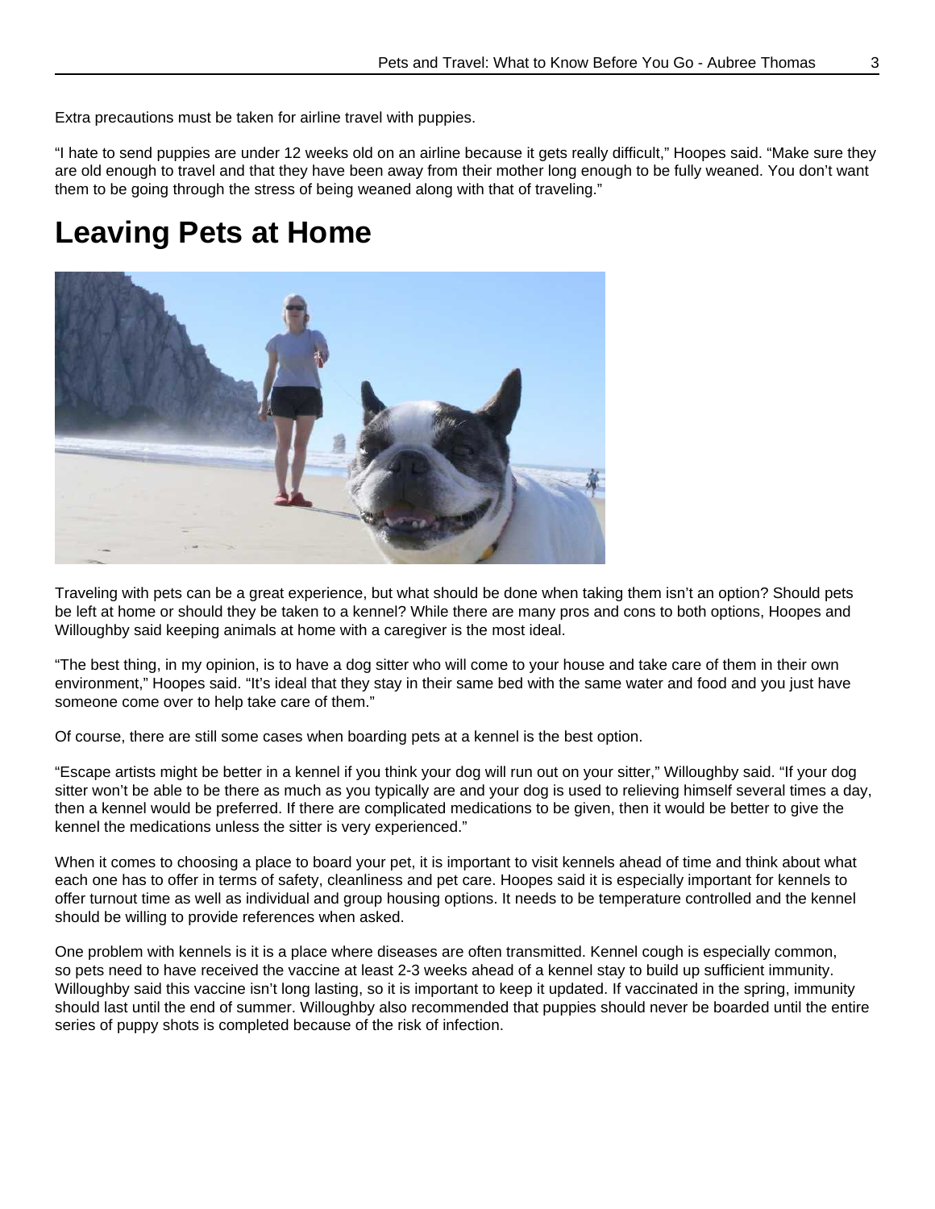Extra precautions must be taken for airline travel with puppies.

“I hate to send puppies are under 12 weeks old on an airline because it gets really difficult,” Hoopes said. “Make sure they are old enough to travel and that they have been away from their mother long enough to be fully weaned. You don’t want them to be going through the stress of being weaned along with that of traveling.”

## Leaving Pets at Home

Traveling with pets can be a great experience, but what should be done when taking them isn’t an option? Should pets be left at home or should they be taken to a kennel? While there are many pros and cons to both options, Hoopes and Willoughby said keeping animals at home with a caregiver is the most ideal.

“The best thing, in my opinion, is to have a dog sitter who will come to your house and take care of them in their own environment,” Hoopes said. “It’s ideal that they stay in their same bed with the same water and food and you just have someone come over to help take care of them.”

Of course, there are still some cases when boarding pets at a kennel is the best option.

“Escape artists might be better in a kennel if you think your dog will run out on your sitter,” Willoughby said. “If your dog sitter won’t be able to be there as much as you typically are and your dog is used to relieving himself several times a day, then a kennel would be preferred. If there are complicated medications to be given, then it would be better to give the kennel the medications unless the sitter is very experienced.”

When it comes to choosing a place to board your pet, it is important to visit kennels ahead of time and think about what each one has to offer in terms of safety, cleanliness and pet care. Hoopes said it is especially important for kennels to offer turnout time as well as individual and group housing options. It needs to be temperature controlled and the kennel should be willing to provide references when asked.

One problem with kennels is it is a place where diseases are often transmitted. Kennel cough is especially common, so pets need to have received the vaccine at least 2-3 weeks ahead of a kennel stay to build up sufficient immunity. Willoughby said this vaccine isn’t long lasting, so it is important to keep it updated. If vaccinated in the spring, immunity should last until the end of summer. Willoughby also recommended that puppies should never be boarded until the entire series of puppy shots is completed because of the risk of infection.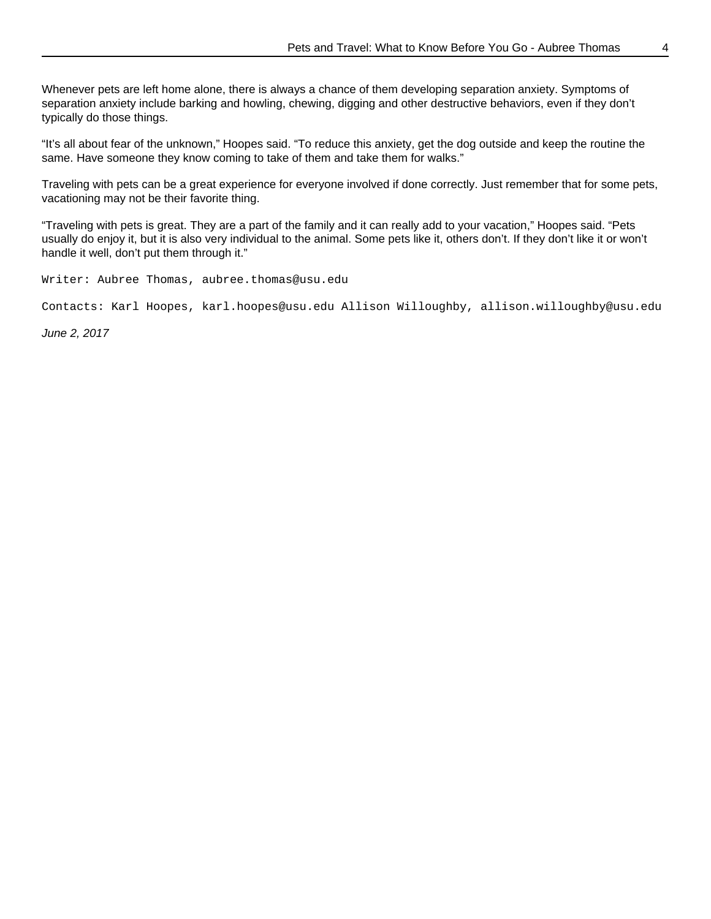Whenever pets are left home alone, there is always a chance of them developing separation anxiety. Symptoms of separation anxiety include barking and howling, chewing, digging and other destructive behaviors, even if they don't typically do those things.

"It's all about fear of the unknown," Hoopes said. "To reduce this anxiety, get the dog outside and keep the routine the same. Have someone they know coming to take of them and take them for walks."

Traveling with pets can be a great experience for everyone involved if done correctly. Just remember that for some pets, vacationing may not be their favorite thing.

"Traveling with pets is great. They are a part of the family and it can really add to your vacation," Hoopes said. "Pets usually do enjoy it, but it is also very individual to the animal. Some pets like it, others don't. If they don't like it or won't handle it well, don't put them through it."

`Writer: Aubree Thomas, aubree.thomas@usu.edu`

`Contacts: Karl Hoopes, karl.hoopes@usu.edu Allison Willoughby, allison.willoughby@usu.edu`

*June 2, 2017*